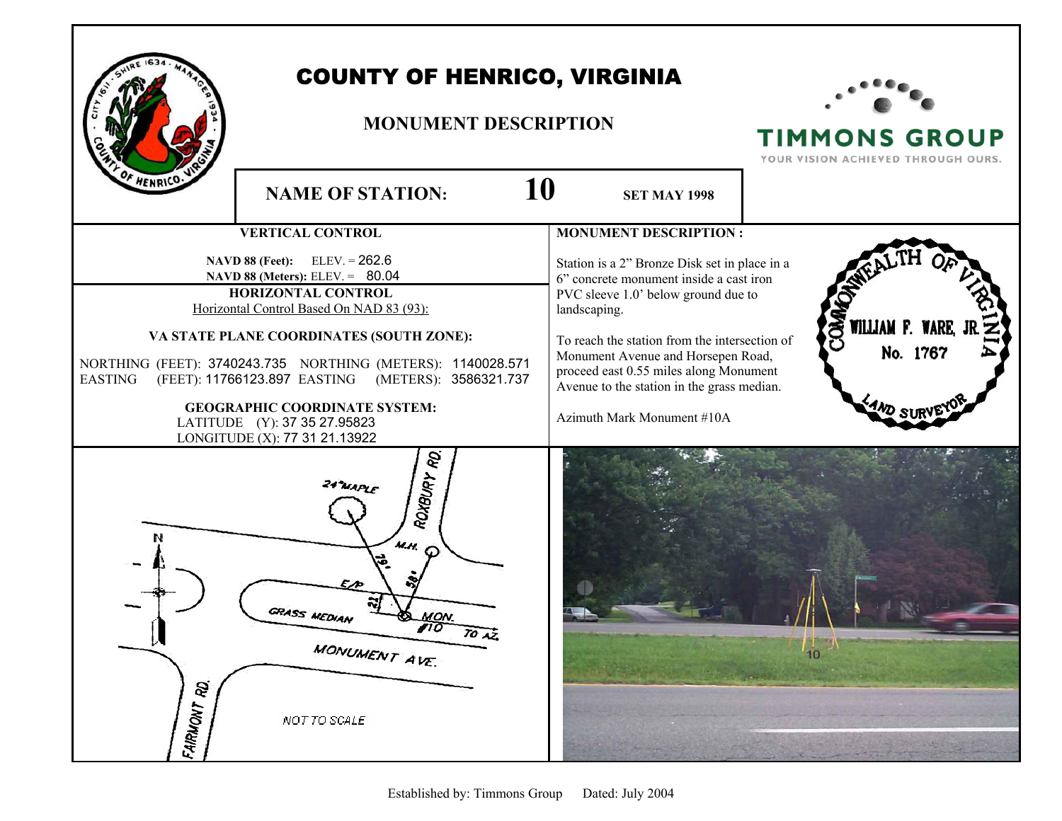# COUNTY OF HENRICO, VIRGINIA

## MONUMENT DESCRIPTION

TIMMONS GROUP
YOUR VISION ACHIEVED THROUGH OURS.

**NAME OF STATION:** **10** **SET MAY 1998**

### VERTICAL CONTROL

**NAVD 88 (Feet):** ELEV. = 262.6
**NAVD 88 (Meters):** ELEV. = 80.04

### HORIZONTAL CONTROL

Horizontal Control Based On NAD 83 (93):

**VA STATE PLANE COORDINATES (SOUTH ZONE):**

NORTHING (FEET): 3740243.735 NORTHING (METERS): 1140028.571
EASTING (FEET): 11766123.897 EASTING (METERS): 3586321.737

**GEOGRAPHIC COORDINATE SYSTEM:**

LATITUDE (Y): 37 35 27.95823
LONGITUDE (X): 77 31 21.13922

### MONUMENT DESCRIPTION :

Station is a 2" Bronze Disk set in place in a 6" concrete monument inside a cast iron PVC sleeve 1.0' below ground due to landscaping.

To reach the station from the intersection of Monument Avenue and Horsepen Road, proceed east 0.55 miles along Monument Avenue to the station in the grass median.

Azimuth Mark Monument #10A

COMMONWEALTH OF VIRGINIA
WILLIAM F. WARE, JR.
No. 1767
LAND SURVEYOR

24" MAPLE
ROXBURY RD.
N
M.H.
28'
58'
E/P
21'
GRASS MEDIAN
MON. #10
TO AZ.
MONUMENT AVE.
FAIRMONT RD.
NOT TO SCALE

10

Established by: Timmons Group Dated: July 2004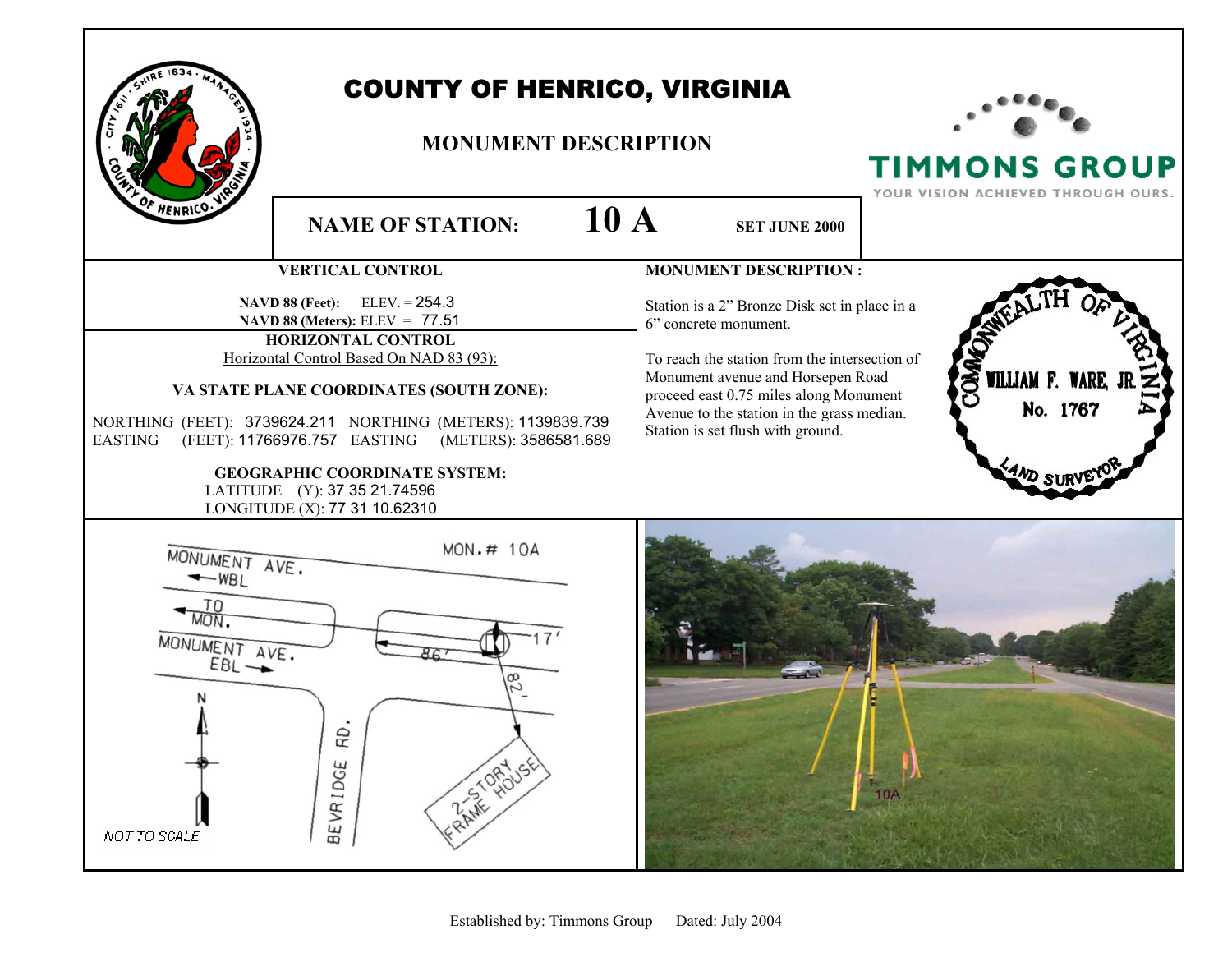# COUNTY OF HENRICO, VIRGINIA

## MONUMENT DESCRIPTION

TIMMONS GROUP
YOUR VISION ACHIEVED THROUGH OURS.

**NAME OF STATION:** **10 A** **SET JUNE 2000**

**VERTICAL CONTROL**

**NAVD 88 (Feet):** ELEV. = 254.3
**NAVD 88 (Meters):** ELEV. = 77.51

**HORIZONTAL CONTROL**

Horizontal Control Based On NAD 83 (93):

**VA STATE PLANE COORDINATES (SOUTH ZONE):**

NORTHING (FEET): 3739624.211 NORTHING (METERS): 1139839.739
EASTING (FEET): 11766976.757 EASTING (METERS): 3586581.689

**GEOGRAPHIC COORDINATE SYSTEM:**

LATITUDE (Y): 37 35 21.74596
LONGITUDE (X): 77 31 10.62310

**MONUMENT DESCRIPTION :**

Station is a 2" Bronze Disk set in place in a 6" concrete monument.

To reach the station from the intersection of Monument avenue and Horsepen Road proceed east 0.75 miles along Monument Avenue to the station in the grass median. Station is set flush with ground.

COMMONWEALTH OF VIRGINIA
WILLIAM F. WARE, JR.
No. 1767
LAND SURVEYOR

MONUMENT AVE. WBL
TO MON.
MONUMENT AVE. EBL
MON.# 10A
17'
86'
82'
BEVRIDGE RD.
2-STORY FRAME HOUSE
N
NOT TO SCALE

10A

Established by: Timmons Group Dated: July 2004